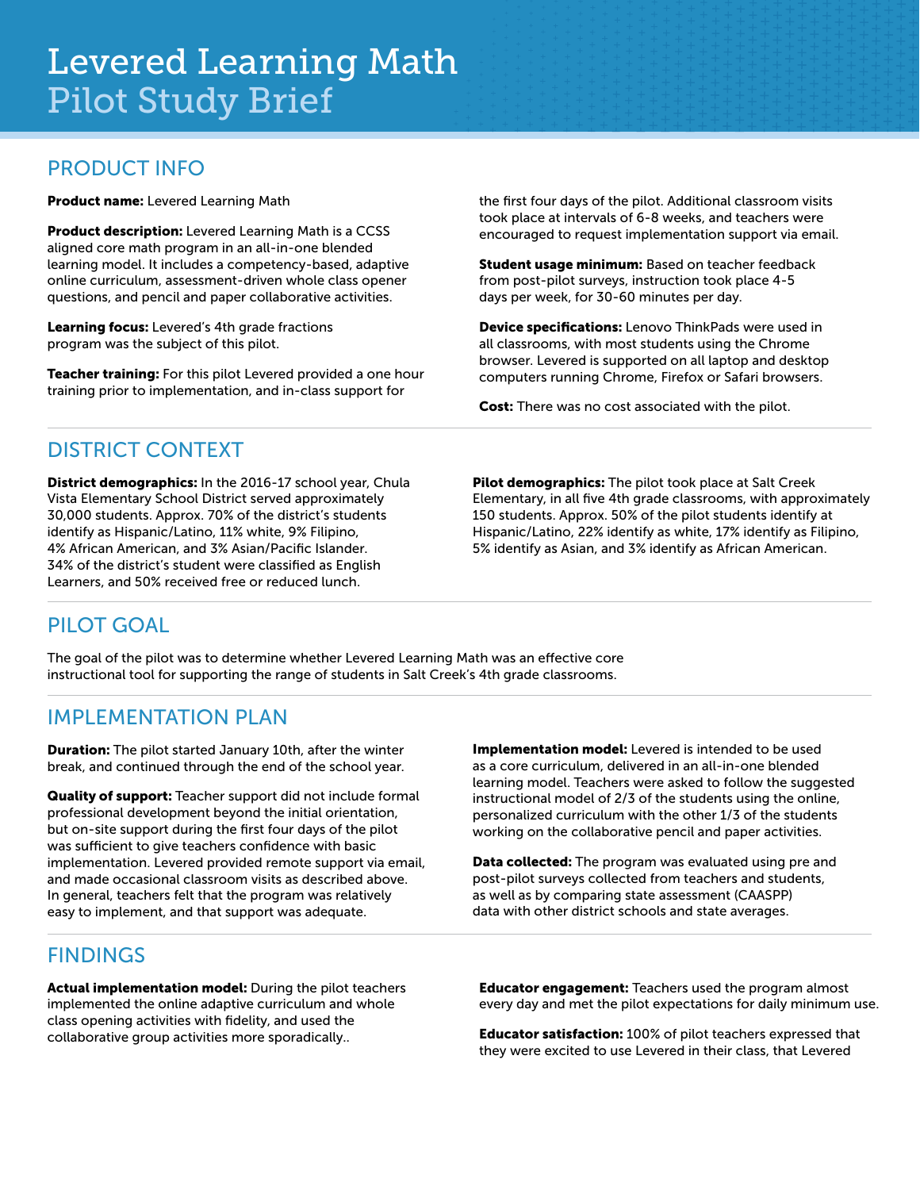# Levered Learning Math
## Pilot Study Brief

## PRODUCT INFO

**Product name:** Levered Learning Math

**Product description:** Levered Learning Math is a CCSS aligned core math program in an all-in-one blended learning model. It includes a competency-based, adaptive online curriculum, assessment-driven whole class opener questions, and pencil and paper collaborative activities.

**Learning focus:** Levered's 4th grade fractions program was the subject of this pilot.

**Teacher training:** For this pilot Levered provided a one hour training prior to implementation, and in-class support for the first four days of the pilot. Additional classroom visits took place at intervals of 6-8 weeks, and teachers were encouraged to request implementation support via email.

**Student usage minimum:** Based on teacher feedback from post-pilot surveys, instruction took place 4-5 days per week, for 30-60 minutes per day.

**Device specifications:** Lenovo ThinkPads were used in all classrooms, with most students using the Chrome browser. Levered is supported on all laptop and desktop computers running Chrome, Firefox or Safari browsers.

**Cost:** There was no cost associated with the pilot.

## DISTRICT CONTEXT

**District demographics:** In the 2016-17 school year, Chula Vista Elementary School District served approximately 30,000 students. Approx. 70% of the district's students identify as Hispanic/Latino, 11% white, 9% Filipino, 4% African American, and 3% Asian/Pacific Islander. 34% of the district's student were classified as English Learners, and 50% received free or reduced lunch.

**Pilot demographics:** The pilot took place at Salt Creek Elementary, in all five 4th grade classrooms, with approximately 150 students. Approx. 50% of the pilot students identify at Hispanic/Latino, 22% identify as white, 17% identify as Filipino, 5% identify as Asian, and 3% identify as African American.

## PILOT GOAL

The goal of the pilot was to determine whether Levered Learning Math was an effective core instructional tool for supporting the range of students in Salt Creek's 4th grade classrooms.

## IMPLEMENTATION PLAN

**Duration:** The pilot started January 10th, after the winter break, and continued through the end of the school year.

**Quality of support:** Teacher support did not include formal professional development beyond the initial orientation, but on-site support during the first four days of the pilot was sufficient to give teachers confidence with basic implementation. Levered provided remote support via email, and made occasional classroom visits as described above. In general, teachers felt that the program was relatively easy to implement, and that support was adequate.

**Implementation model:** Levered is intended to be used as a core curriculum, delivered in an all-in-one blended learning model. Teachers were asked to follow the suggested instructional model of 2/3 of the students using the online, personalized curriculum with the other 1/3 of the students working on the collaborative pencil and paper activities.

**Data collected:** The program was evaluated using pre and post-pilot surveys collected from teachers and students, as well as by comparing state assessment (CAASPP) data with other district schools and state averages.

## FINDINGS

**Actual implementation model:** During the pilot teachers implemented the online adaptive curriculum and whole class opening activities with fidelity, and used the collaborative group activities more sporadically..

**Educator engagement:** Teachers used the program almost every day and met the pilot expectations for daily minimum use.

**Educator satisfaction:** 100% of pilot teachers expressed that they were excited to use Levered in their class, that Levered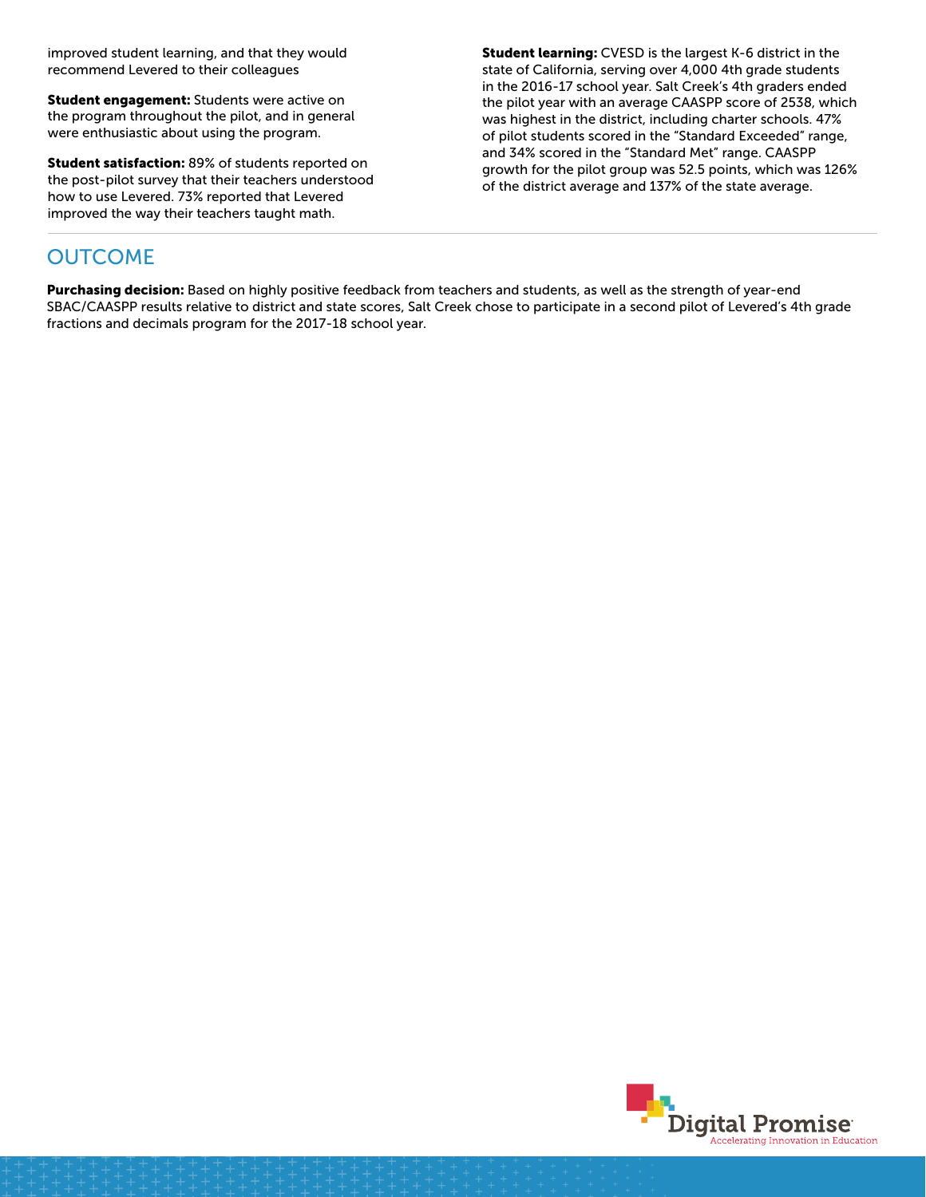improved student learning, and that they would recommend Levered to their colleagues

**Student engagement:** Students were active on the program throughout the pilot, and in general were enthusiastic about using the program.

**Student satisfaction:** 89% of students reported on the post-pilot survey that their teachers understood how to use Levered. 73% reported that Levered improved the way their teachers taught math.

**Student learning:** CVESD is the largest K-6 district in the state of California, serving over 4,000 4th grade students in the 2016-17 school year. Salt Creek's 4th graders ended the pilot year with an average CAASPP score of 2538, which was highest in the district, including charter schools. 47% of pilot students scored in the "Standard Exceeded" range, and 34% scored in the "Standard Met" range. CAASPP growth for the pilot group was 52.5 points, which was 126% of the district average and 137% of the state average.

## OUTCOME

**Purchasing decision:** Based on highly positive feedback from teachers and students, as well as the strength of year-end SBAC/CAASPP results relative to district and state scores, Salt Creek chose to participate in a second pilot of Levered's 4th grade fractions and decimals program for the 2017-18 school year.

Digital Promise
Accelerating Innovation in Education